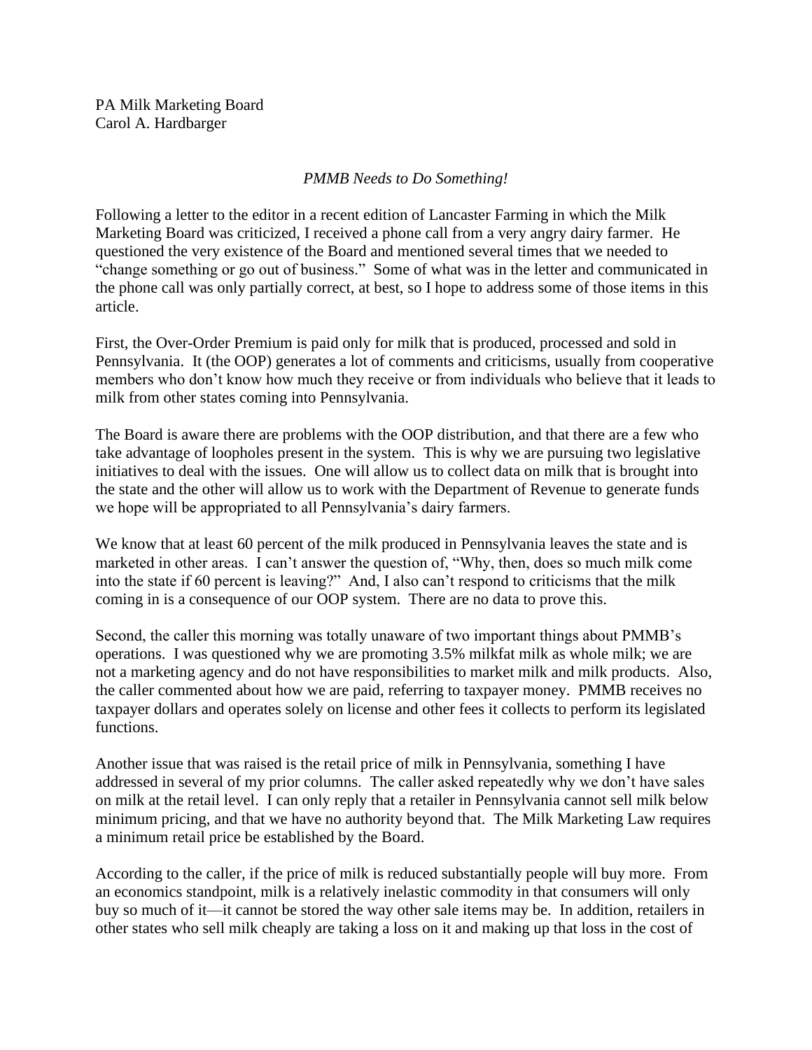PA Milk Marketing Board
Carol A. Hardbarger

*PMMB Needs to Do Something!*

Following a letter to the editor in a recent edition of Lancaster Farming in which the Milk Marketing Board was criticized, I received a phone call from a very angry dairy farmer. He questioned the very existence of the Board and mentioned several times that we needed to "change something or go out of business." Some of what was in the letter and communicated in the phone call was only partially correct, at best, so I hope to address some of those items in this article.

First, the Over-Order Premium is paid only for milk that is produced, processed and sold in Pennsylvania. It (the OOP) generates a lot of comments and criticisms, usually from cooperative members who don't know how much they receive or from individuals who believe that it leads to milk from other states coming into Pennsylvania.

The Board is aware there are problems with the OOP distribution, and that there are a few who take advantage of loopholes present in the system. This is why we are pursuing two legislative initiatives to deal with the issues. One will allow us to collect data on milk that is brought into the state and the other will allow us to work with the Department of Revenue to generate funds we hope will be appropriated to all Pennsylvania's dairy farmers.

We know that at least 60 percent of the milk produced in Pennsylvania leaves the state and is marketed in other areas. I can't answer the question of, "Why, then, does so much milk come into the state if 60 percent is leaving?" And, I also can't respond to criticisms that the milk coming in is a consequence of our OOP system. There are no data to prove this.

Second, the caller this morning was totally unaware of two important things about PMMB's operations. I was questioned why we are promoting 3.5% milkfat milk as whole milk; we are not a marketing agency and do not have responsibilities to market milk and milk products. Also, the caller commented about how we are paid, referring to taxpayer money. PMMB receives no taxpayer dollars and operates solely on license and other fees it collects to perform its legislated functions.

Another issue that was raised is the retail price of milk in Pennsylvania, something I have addressed in several of my prior columns. The caller asked repeatedly why we don't have sales on milk at the retail level. I can only reply that a retailer in Pennsylvania cannot sell milk below minimum pricing, and that we have no authority beyond that. The Milk Marketing Law requires a minimum retail price be established by the Board.

According to the caller, if the price of milk is reduced substantially people will buy more. From an economics standpoint, milk is a relatively inelastic commodity in that consumers will only buy so much of it—it cannot be stored the way other sale items may be. In addition, retailers in other states who sell milk cheaply are taking a loss on it and making up that loss in the cost of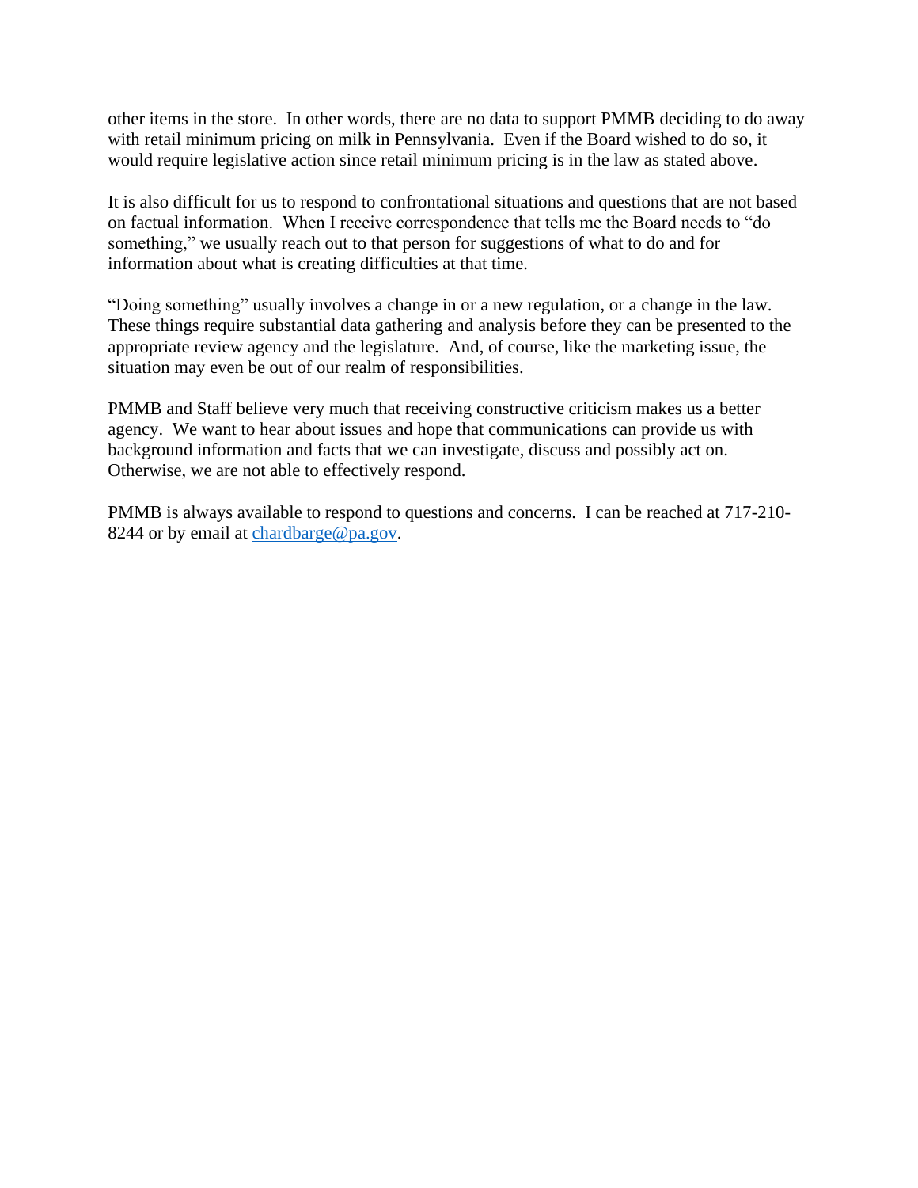other items in the store. In other words, there are no data to support PMMB deciding to do away with retail minimum pricing on milk in Pennsylvania. Even if the Board wished to do so, it would require legislative action since retail minimum pricing is in the law as stated above.

It is also difficult for us to respond to confrontational situations and questions that are not based on factual information. When I receive correspondence that tells me the Board needs to "do something," we usually reach out to that person for suggestions of what to do and for information about what is creating difficulties at that time.

"Doing something" usually involves a change in or a new regulation, or a change in the law. These things require substantial data gathering and analysis before they can be presented to the appropriate review agency and the legislature. And, of course, like the marketing issue, the situation may even be out of our realm of responsibilities.

PMMB and Staff believe very much that receiving constructive criticism makes us a better agency. We want to hear about issues and hope that communications can provide us with background information and facts that we can investigate, discuss and possibly act on. Otherwise, we are not able to effectively respond.

PMMB is always available to respond to questions and concerns. I can be reached at 717-210-8244 or by email at [chardbarge@pa.gov](mailto:chardbarge@pa.gov).